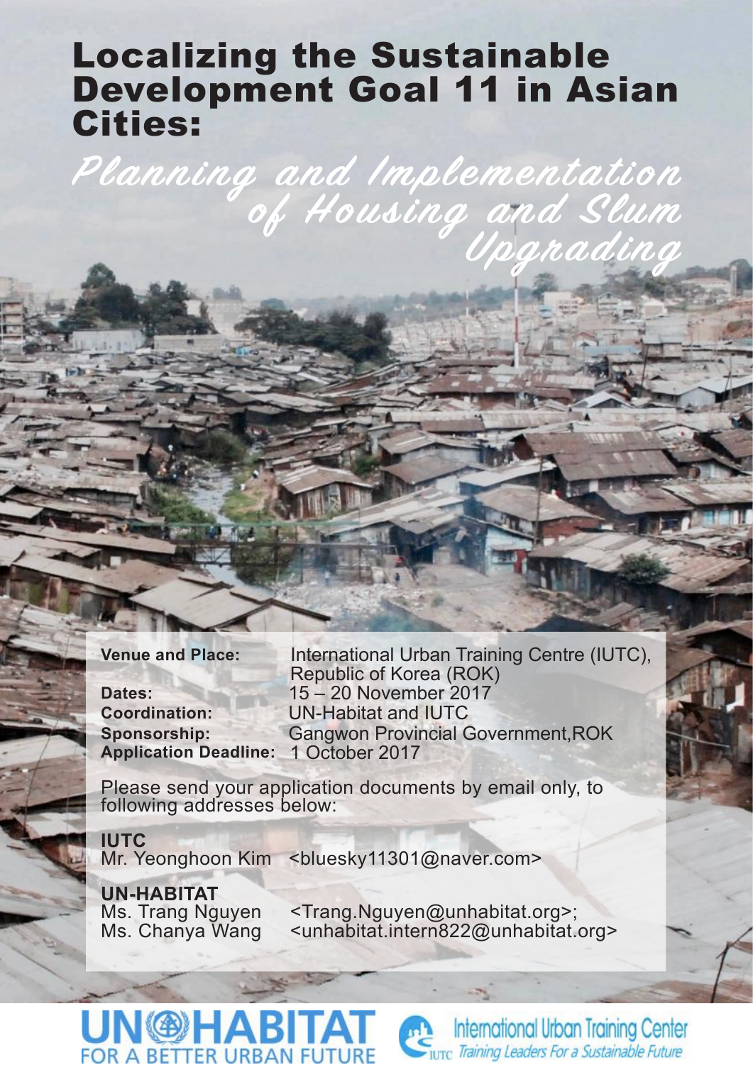# Localizing the Sustainable Development Goal 11 in Asian Cities:

## *Planning and Implementation of Housing and Slum Upgrading*

**Venue and Place:** International Urban Training Centre (IUTC), Republic of Korea (ROK)
**Dates:** 15 – 20 November 2017
**Coordination:** UN-Habitat and IUTC
**Sponsorship:** Gangwon Provincial Government,ROK
**Application Deadline:** 1 October 2017

Please send your application documents by email only, to following addresses below:

**IUTC**
Mr. Yeonghoon Kim <bluesky11301@naver.com>

**UN-HABITAT**
Ms. Trang Nguyen <Trang.Nguyen@unhabitat.org>;
Ms. Chanya Wang <unhabitat.intern822@unhabitat.org>

UN-HABITAT FOR A BETTER URBAN FUTURE

International Urban Training Center
IUTC Training Leaders For a Sustainable Future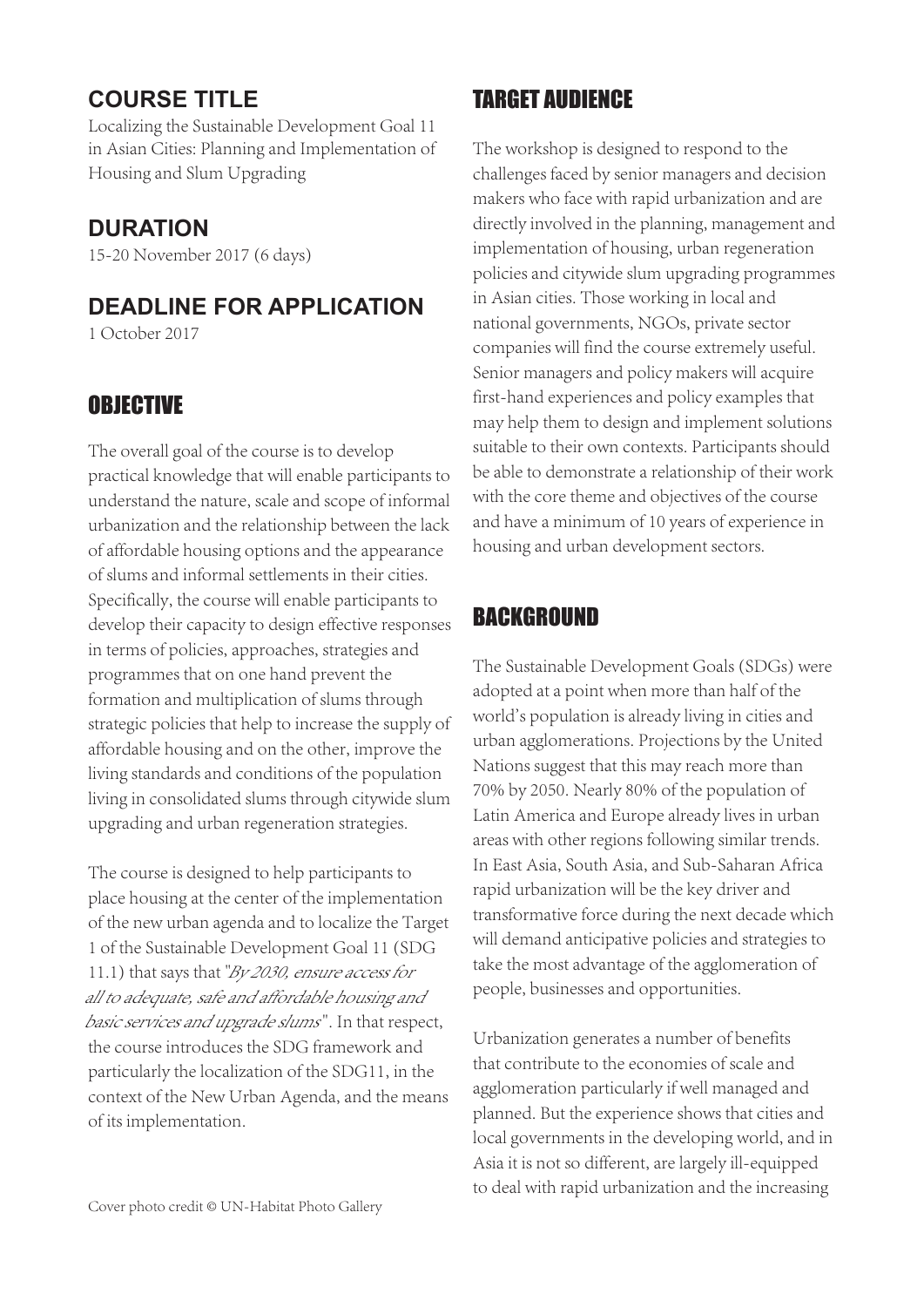## COURSE TITLE

Localizing the Sustainable Development Goal 11 in Asian Cities: Planning and Implementation of Housing and Slum Upgrading

## DURATION

15-20 November 2017 (6 days)

## DEADLINE FOR APPLICATION

1 October 2017

## OBJECTIVE

The overall goal of the course is to develop practical knowledge that will enable participants to understand the nature, scale and scope of informal urbanization and the relationship between the lack of affordable housing options and the appearance of slums and informal settlements in their cities. Specifically, the course will enable participants to develop their capacity to design effective responses in terms of policies, approaches, strategies and programmes that on one hand prevent the formation and multiplication of slums through strategic policies that help to increase the supply of affordable housing and on the other, improve the living standards and conditions of the population living in consolidated slums through citywide slum upgrading and urban regeneration strategies.

The course is designed to help participants to place housing at the center of the implementation of the new urban agenda and to localize the Target 1 of the Sustainable Development Goal 11 (SDG 11.1) that says that "*By 2030, ensure access for all to adequate, safe and affordable housing and basic services and upgrade slums*". In that respect, the course introduces the SDG framework and particularly the localization of the SDG11, in the context of the New Urban Agenda, and the means of its implementation.

Cover photo credit © UN-Habitat Photo Gallery

## TARGET AUDIENCE

The workshop is designed to respond to the challenges faced by senior managers and decision makers who face with rapid urbanization and are directly involved in the planning, management and implementation of housing, urban regeneration policies and citywide slum upgrading programmes in Asian cities. Those working in local and national governments, NGOs, private sector companies will find the course extremely useful. Senior managers and policy makers will acquire first-hand experiences and policy examples that may help them to design and implement solutions suitable to their own contexts. Participants should be able to demonstrate a relationship of their work with the core theme and objectives of the course and have a minimum of 10 years of experience in housing and urban development sectors.

## BACKGROUND

The Sustainable Development Goals (SDGs) were adopted at a point when more than half of the world's population is already living in cities and urban agglomerations. Projections by the United Nations suggest that this may reach more than 70% by 2050. Nearly 80% of the population of Latin America and Europe already lives in urban areas with other regions following similar trends. In East Asia, South Asia, and Sub-Saharan Africa rapid urbanization will be the key driver and transformative force during the next decade which will demand anticipative policies and strategies to take the most advantage of the agglomeration of people, businesses and opportunities.

Urbanization generates a number of benefits that contribute to the economies of scale and agglomeration particularly if well managed and planned. But the experience shows that cities and local governments in the developing world, and in Asia it is not so different, are largely ill-equipped to deal with rapid urbanization and the increasing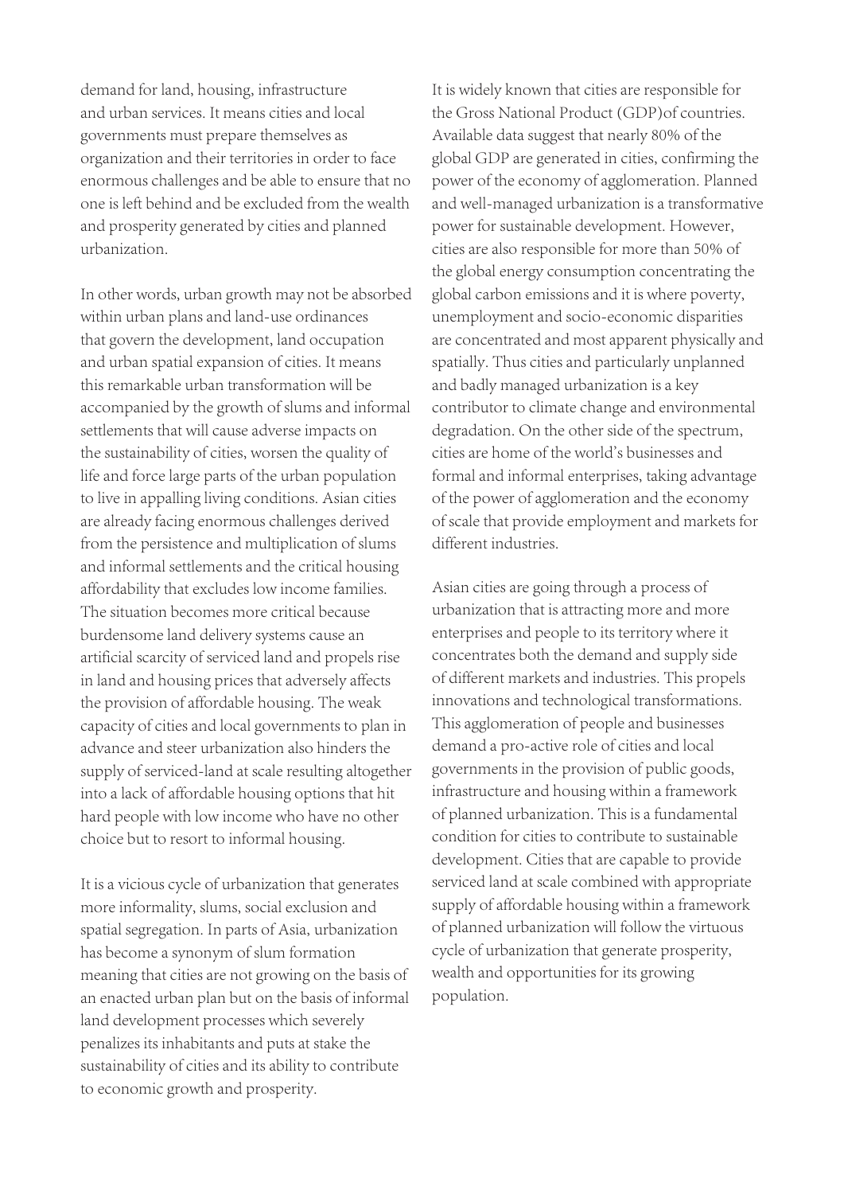demand for land, housing, infrastructure and urban services. It means cities and local governments must prepare themselves as organization and their territories in order to face enormous challenges and be able to ensure that no one is left behind and be excluded from the wealth and prosperity generated by cities and planned urbanization.

In other words, urban growth may not be absorbed within urban plans and land-use ordinances that govern the development, land occupation and urban spatial expansion of cities. It means this remarkable urban transformation will be accompanied by the growth of slums and informal settlements that will cause adverse impacts on the sustainability of cities, worsen the quality of life and force large parts of the urban population to live in appalling living conditions. Asian cities are already facing enormous challenges derived from the persistence and multiplication of slums and informal settlements and the critical housing affordability that excludes low income families. The situation becomes more critical because burdensome land delivery systems cause an artificial scarcity of serviced land and propels rise in land and housing prices that adversely affects the provision of affordable housing. The weak capacity of cities and local governments to plan in advance and steer urbanization also hinders the supply of serviced-land at scale resulting altogether into a lack of affordable housing options that hit hard people with low income who have no other choice but to resort to informal housing.

It is a vicious cycle of urbanization that generates more informality, slums, social exclusion and spatial segregation. In parts of Asia, urbanization has become a synonym of slum formation meaning that cities are not growing on the basis of an enacted urban plan but on the basis of informal land development processes which severely penalizes its inhabitants and puts at stake the sustainability of cities and its ability to contribute to economic growth and prosperity.

It is widely known that cities are responsible for the Gross National Product (GDP)of countries. Available data suggest that nearly 80% of the global GDP are generated in cities, confirming the power of the economy of agglomeration. Planned and well-managed urbanization is a transformative power for sustainable development. However, cities are also responsible for more than 50% of the global energy consumption concentrating the global carbon emissions and it is where poverty, unemployment and socio-economic disparities are concentrated and most apparent physically and spatially. Thus cities and particularly unplanned and badly managed urbanization is a key contributor to climate change and environmental degradation. On the other side of the spectrum, cities are home of the world's businesses and formal and informal enterprises, taking advantage of the power of agglomeration and the economy of scale that provide employment and markets for different industries.

Asian cities are going through a process of urbanization that is attracting more and more enterprises and people to its territory where it concentrates both the demand and supply side of different markets and industries. This propels innovations and technological transformations. This agglomeration of people and businesses demand a pro-active role of cities and local governments in the provision of public goods, infrastructure and housing within a framework of planned urbanization. This is a fundamental condition for cities to contribute to sustainable development. Cities that are capable to provide serviced land at scale combined with appropriate supply of affordable housing within a framework of planned urbanization will follow the virtuous cycle of urbanization that generate prosperity, wealth and opportunities for its growing population.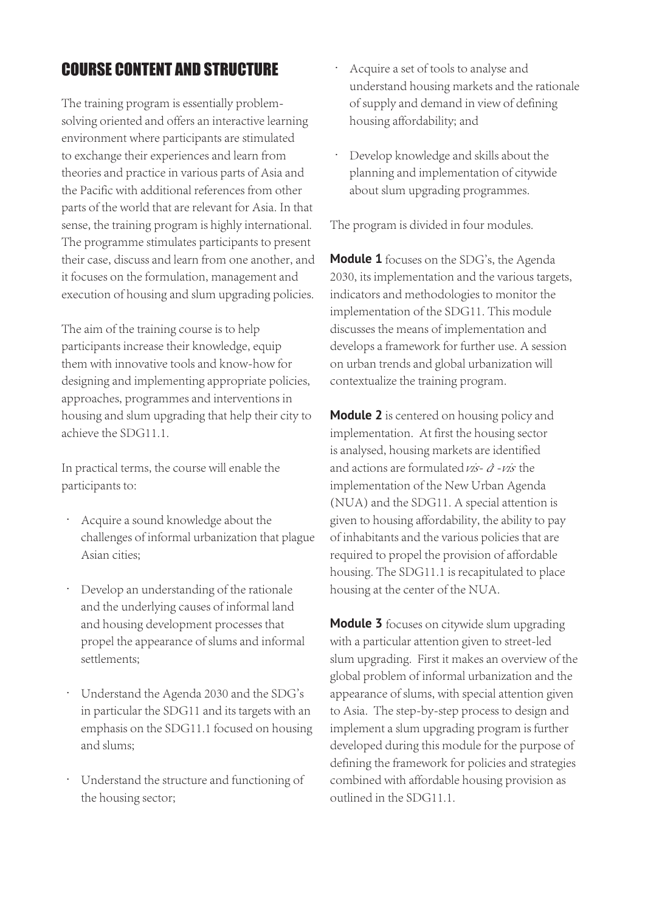## COURSE CONTENT AND STRUCTURE

The training program is essentially problem-solving oriented and offers an interactive learning environment where participants are stimulated to exchange their experiences and learn from theories and practice in various parts of Asia and the Pacific with additional references from other parts of the world that are relevant for Asia. In that sense, the training program is highly international. The programme stimulates participants to present their case, discuss and learn from one another, and it focuses on the formulation, management and execution of housing and slum upgrading policies.

The aim of the training course is to help participants increase their knowledge, equip them with innovative tools and know-how for designing and implementing appropriate policies, approaches, programmes and interventions in housing and slum upgrading that help their city to achieve the SDG11.1.

In practical terms, the course will enable the participants to:

- Acquire a sound knowledge about the challenges of informal urbanization that plague Asian cities;
- Develop an understanding of the rationale and the underlying causes of informal land and housing development processes that propel the appearance of slums and informal settlements;
- Understand the Agenda 2030 and the SDG's in particular the SDG11 and its targets with an emphasis on the SDG11.1 focused on housing and slums;
- Understand the structure and functioning of the housing sector;
- Acquire a set of tools to analyse and understand housing markets and the rationale of supply and demand in view of defining housing affordability; and
- Develop knowledge and skills about the planning and implementation of citywide about slum upgrading programmes.

The program is divided in four modules.

**Module 1** focuses on the SDG's, the Agenda 2030, its implementation and the various targets, indicators and methodologies to monitor the implementation of the SDG11. This module discusses the means of implementation and develops a framework for further use. A session on urban trends and global urbanization will contextualize the training program.

**Module 2** is centered on housing policy and implementation. At first the housing sector is analysed, housing markets are identified and actions are formulated *vis-à-vis* the implementation of the New Urban Agenda (NUA) and the SDG11. A special attention is given to housing affordability, the ability to pay of inhabitants and the various policies that are required to propel the provision of affordable housing. The SDG11.1 is recapitulated to place housing at the center of the NUA.

**Module 3** focuses on citywide slum upgrading with a particular attention given to street-led slum upgrading. First it makes an overview of the global problem of informal urbanization and the appearance of slums, with special attention given to Asia. The step-by-step process to design and implement a slum upgrading program is further developed during this module for the purpose of defining the framework for policies and strategies combined with affordable housing provision as outlined in the SDG11.1.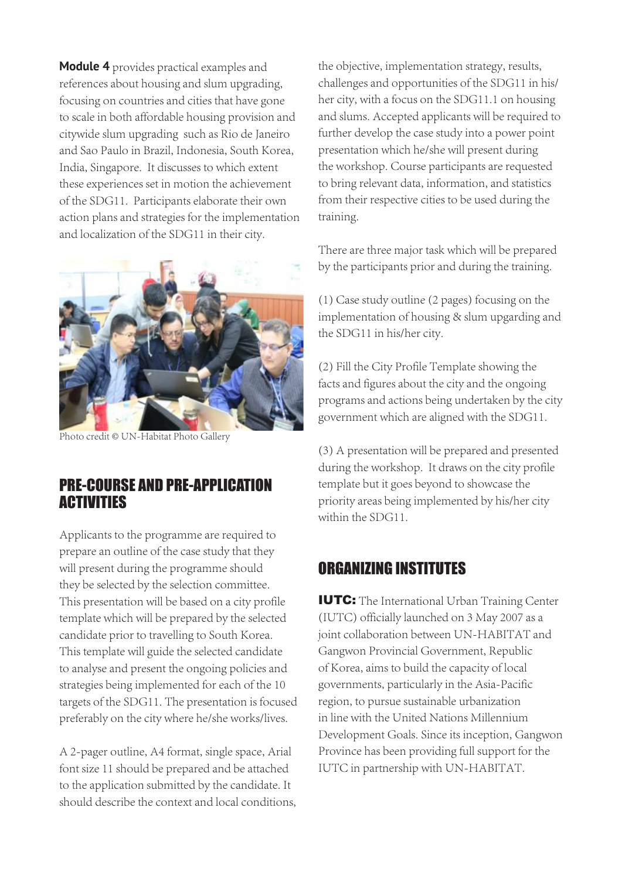**Module 4** provides practical examples and references about housing and slum upgrading, focusing on countries and cities that have gone to scale in both affordable housing provision and citywide slum upgrading such as Rio de Janeiro and Sao Paulo in Brazil, Indonesia, South Korea, India, Singapore. It discusses to which extent these experiences set in motion the achievement of the SDG11. Participants elaborate their own action plans and strategies for the implementation and localization of the SDG11 in their city.

Photo credit © UN-Habitat Photo Gallery

## PRE-COURSE AND PRE-APPLICATION ACTIVITIES

Applicants to the programme are required to prepare an outline of the case study that they will present during the programme should they be selected by the selection committee. This presentation will be based on a city profile template which will be prepared by the selected candidate prior to travelling to South Korea. This template will guide the selected candidate to analyse and present the ongoing policies and strategies being implemented for each of the 10 targets of the SDG11. The presentation is focused preferably on the city where he/she works/lives.

A 2-pager outline, A4 format, single space, Arial font size 11 should be prepared and be attached to the application submitted by the candidate. It should describe the context and local conditions, the objective, implementation strategy, results, challenges and opportunities of the SDG11 in his/her city, with a focus on the SDG11.1 on housing and slums. Accepted applicants will be required to further develop the case study into a power point presentation which he/she will present during the workshop. Course participants are requested to bring relevant data, information, and statistics from their respective cities to be used during the training.

There are three major task which will be prepared by the participants prior and during the training.

(1) Case study outline (2 pages) focusing on the implementation of housing & slum upgarding and the SDG11 in his/her city.

(2) Fill the City Profile Template showing the facts and figures about the city and the ongoing programs and actions being undertaken by the city government which are aligned with the SDG11.

(3) A presentation will be prepared and presented during the workshop. It draws on the city profile template but it goes beyond to showcase the priority areas being implemented by his/her city within the SDG11.

## ORGANIZING INSTITUTES

**IUTC:** The International Urban Training Center (IUTC) officially launched on 3 May 2007 as a joint collaboration between UN-HABITAT and Gangwon Provincial Government, Republic of Korea, aims to build the capacity of local governments, particularly in the Asia-Pacific region, to pursue sustainable urbanization in line with the United Nations Millennium Development Goals. Since its inception, Gangwon Province has been providing full support for the IUTC in partnership with UN-HABITAT.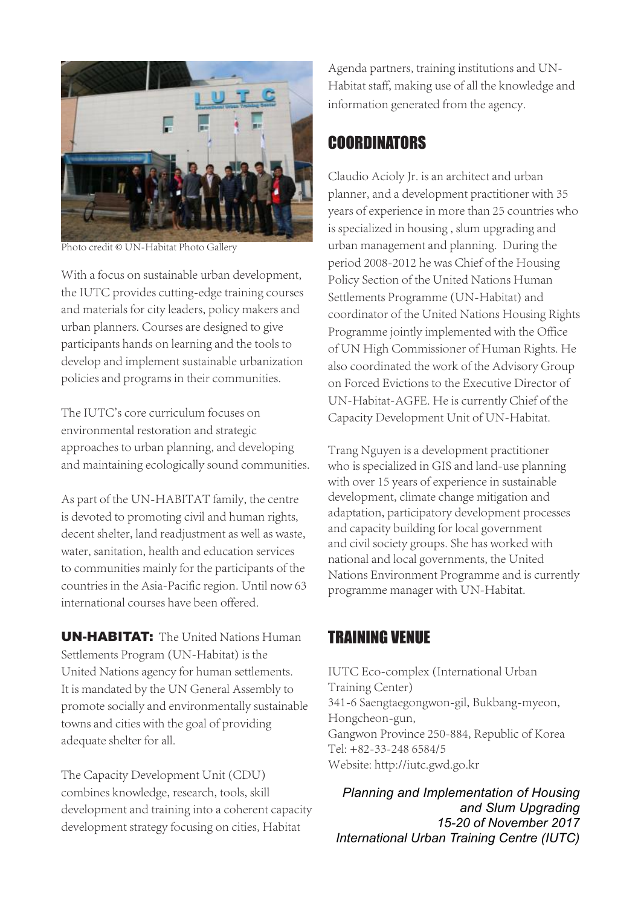Photo credit © UN-Habitat Photo Gallery

With a focus on sustainable urban development, the IUTC provides cutting-edge training courses and materials for city leaders, policy makers and urban planners. Courses are designed to give participants hands on learning and the tools to develop and implement sustainable urbanization policies and programs in their communities.

The IUTC's core curriculum focuses on environmental restoration and strategic approaches to urban planning, and developing and maintaining ecologically sound communities.

As part of the UN-HABITAT family, the centre is devoted to promoting civil and human rights, decent shelter, land readjustment as well as waste, water, sanitation, health and education services to communities mainly for the participants of the countries in the Asia-Pacific region. Until now 63 international courses have been offered.

**UN-HABITAT:** The United Nations Human Settlements Program (UN-Habitat) is the United Nations agency for human settlements. It is mandated by the UN General Assembly to promote socially and environmentally sustainable towns and cities with the goal of providing adequate shelter for all.

The Capacity Development Unit (CDU) combines knowledge, research, tools, skill development and training into a coherent capacity development strategy focusing on cities, Habitat Agenda partners, training institutions and UN-Habitat staff, making use of all the knowledge and information generated from the agency.

## COORDINATORS

Claudio Acioly Jr. is an architect and urban planner, and a development practitioner with 35 years of experience in more than 25 countries who is specialized in housing , slum upgrading and urban management and planning. During the period 2008-2012 he was Chief of the Housing Policy Section of the United Nations Human Settlements Programme (UN-Habitat) and coordinator of the United Nations Housing Rights Programme jointly implemented with the Office of UN High Commissioner of Human Rights. He also coordinated the work of the Advisory Group on Forced Evictions to the Executive Director of UN-Habitat-AGFE. He is currently Chief of the Capacity Development Unit of UN-Habitat.

Trang Nguyen is a development practitioner who is specialized in GIS and land-use planning with over 15 years of experience in sustainable development, climate change mitigation and adaptation, participatory development processes and capacity building for local government and civil society groups. She has worked with national and local governments, the United Nations Environment Programme and is currently programme manager with UN-Habitat.

## TRAINING VENUE

IUTC Eco-complex (International Urban Training Center)
341-6 Saengtaegongwon-gil, Bukbang-myeon, Hongcheon-gun,
Gangwon Province 250-884, Republic of Korea
Tel: +82-33-248 6584/5
Website: http://iutc.gwd.go.kr

*Planning and Implementation of Housing and Slum Upgrading*
*15-20 of November 2017*
*International Urban Training Centre (IUTC)*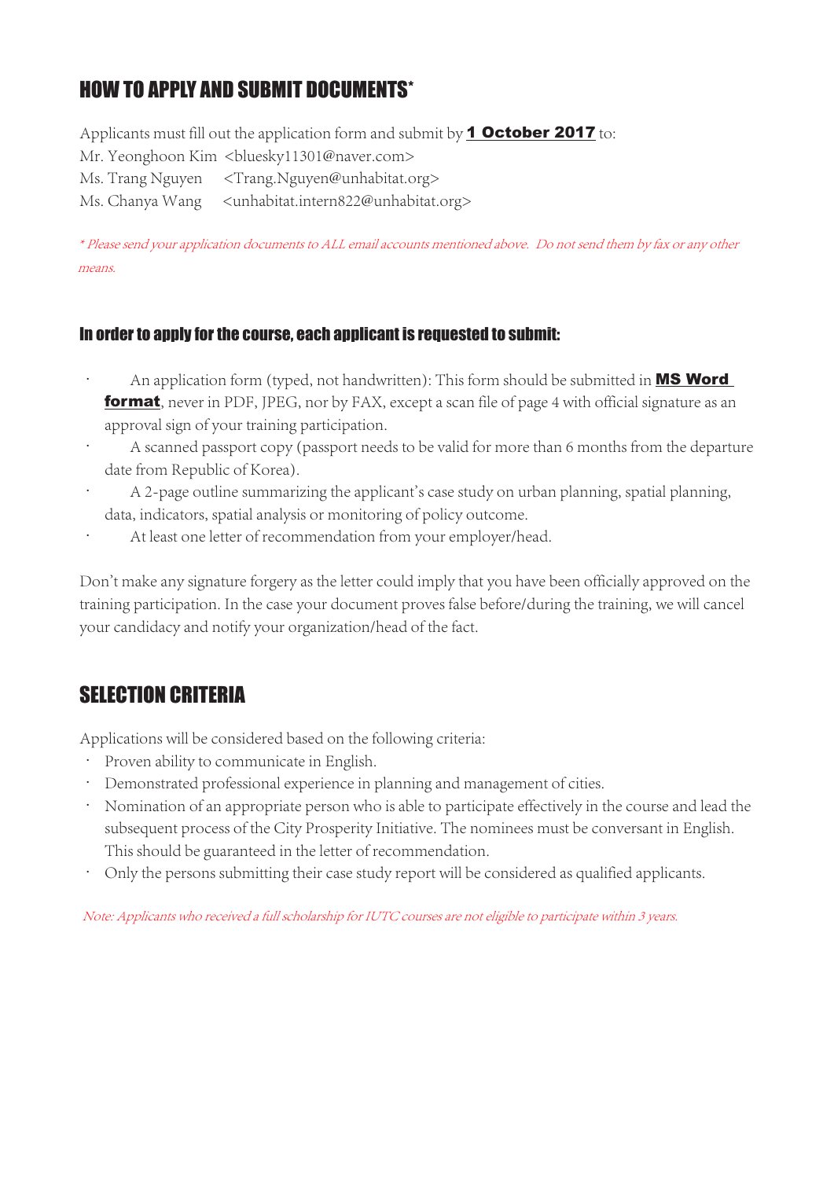## HOW TO APPLY AND SUBMIT DOCUMENTS*

Applicants must fill out the application form and submit by **1 October 2017** to:
Mr. Yeonghoon Kim <bluesky11301@naver.com>
Ms. Trang Nguyen <Trang.Nguyen@unhabitat.org>
Ms. Chanya Wang <unhabitat.intern822@unhabitat.org>

*\* Please send your application documents to ALL email accounts mentioned above. Do not send them by fax or any other means.*

### In order to apply for the course, each applicant is requested to submit:

- An application form (typed, not handwritten): This form should be submitted in **MS Word format**, never in PDF, JPEG, nor by FAX, except a scan file of page 4 with official signature as an approval sign of your training participation.
- A scanned passport copy (passport needs to be valid for more than 6 months from the departure date from Republic of Korea).
- A 2-page outline summarizing the applicant's case study on urban planning, spatial planning, data, indicators, spatial analysis or monitoring of policy outcome.
- At least one letter of recommendation from your employer/head.

Don't make any signature forgery as the letter could imply that you have been officially approved on the training participation. In the case your document proves false before/during the training, we will cancel your candidacy and notify your organization/head of the fact.

## SELECTION CRITERIA

Applications will be considered based on the following criteria:

- Proven ability to communicate in English.
- Demonstrated professional experience in planning and management of cities.
- Nomination of an appropriate person who is able to participate effectively in the course and lead the subsequent process of the City Prosperity Initiative. The nominees must be conversant in English. This should be guaranteed in the letter of recommendation.
- Only the persons submitting their case study report will be considered as qualified applicants.

*Note: Applicants who received a full scholarship for IUTC courses are not eligible to participate within 3 years.*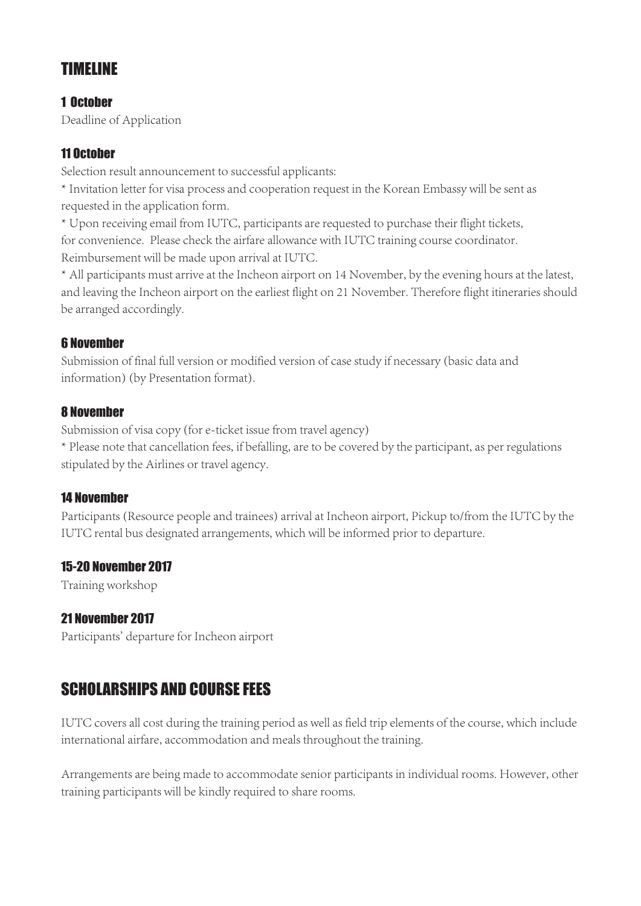## TIMELINE

### 1 October

Deadline of Application

### 11 October

Selection result announcement to successful applicants:

* Invitation letter for visa process and cooperation request in the Korean Embassy will be sent as requested in the application form.
* Upon receiving email from IUTC, participants are requested to purchase their flight tickets, for convenience. Please check the airfare allowance with IUTC training course coordinator. Reimbursement will be made upon arrival at IUTC.
* All participants must arrive at the Incheon airport on 14 November, by the evening hours at the latest, and leaving the Incheon airport on the earliest flight on 21 November. Therefore flight itineraries should be arranged accordingly.

### 6 November

Submission of final full version or modified version of case study if necessary (basic data and information) (by Presentation format).

### 8 November

Submission of visa copy (for e-ticket issue from travel agency)

* Please note that cancellation fees, if befalling, are to be covered by the participant, as per regulations stipulated by the Airlines or travel agency.

### 14 November

Participants (Resource people and trainees) arrival at Incheon airport, Pickup to/from the IUTC by the IUTC rental bus designated arrangements, which will be informed prior to departure.

### 15-20 November 2017

Training workshop

### 21 November 2017

Participants' departure for Incheon airport

## SCHOLARSHIPS AND COURSE FEES

IUTC covers all cost during the training period as well as field trip elements of the course, which include international airfare, accommodation and meals throughout the training.

Arrangements are being made to accommodate senior participants in individual rooms. However, other training participants will be kindly required to share rooms.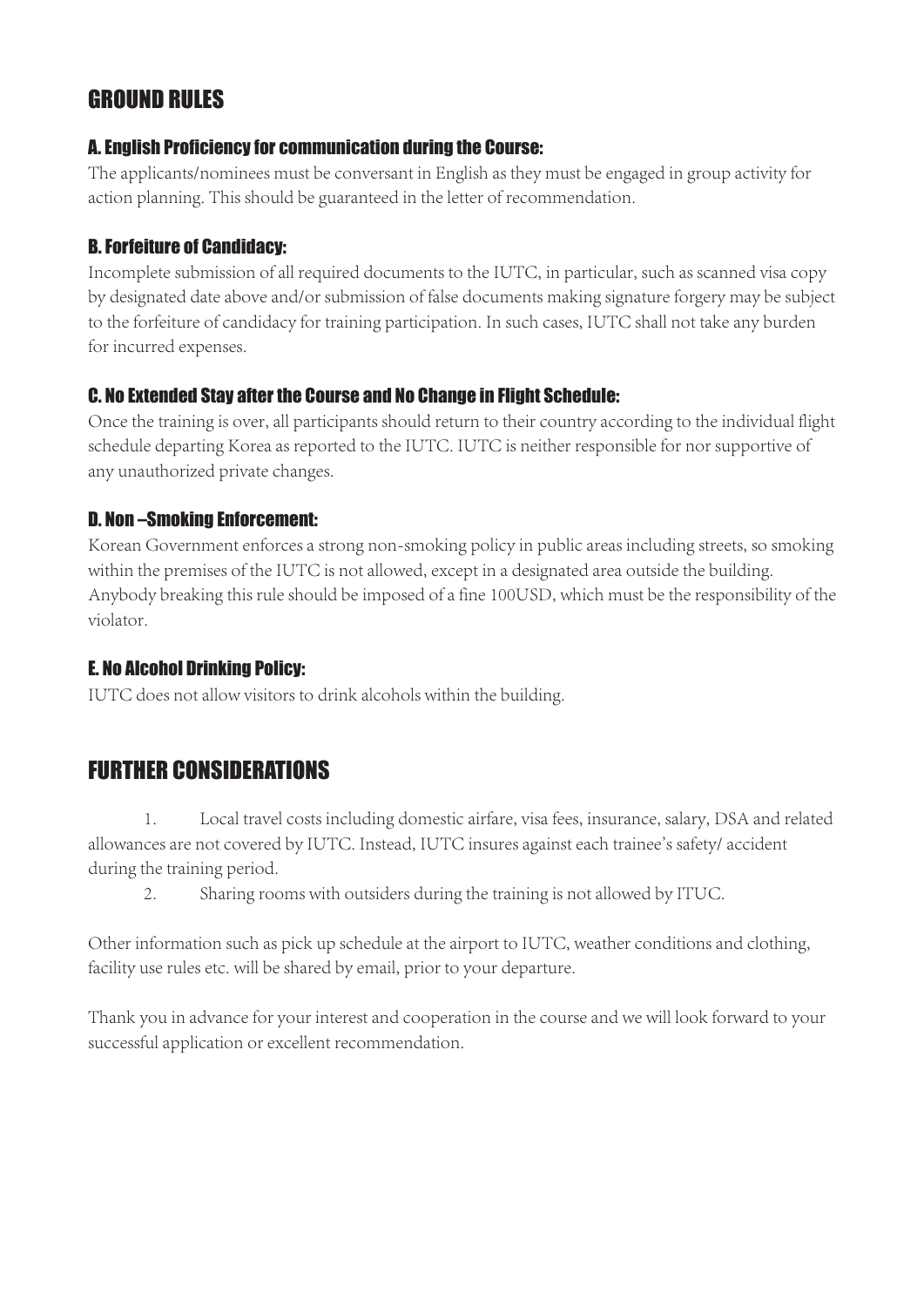## GROUND RULES

### A. English Proficiency for communication during the Course:

The applicants/nominees must be conversant in English as they must be engaged in group activity for action planning. This should be guaranteed in the letter of recommendation.

### B. Forfeiture of Candidacy:

Incomplete submission of all required documents to the IUTC, in particular, such as scanned visa copy by designated date above and/or submission of false documents making signature forgery may be subject to the forfeiture of candidacy for training participation. In such cases, IUTC shall not take any burden for incurred expenses.

### C. No Extended Stay after the Course and No Change in Flight Schedule:

Once the training is over, all participants should return to their country according to the individual flight schedule departing Korea as reported to the IUTC. IUTC is neither responsible for nor supportive of any unauthorized private changes.

### D. Non –Smoking Enforcement:

Korean Government enforces a strong non-smoking policy in public areas including streets, so smoking within the premises of the IUTC is not allowed, except in a designated area outside the building. Anybody breaking this rule should be imposed of a fine 100USD, which must be the responsibility of the violator.

### E. No Alcohol Drinking Policy:

IUTC does not allow visitors to drink alcohols within the building.

## FURTHER CONSIDERATIONS

1. Local travel costs including domestic airfare, visa fees, insurance, salary, DSA and related allowances are not covered by IUTC. Instead, IUTC insures against each trainee's safety/ accident during the training period.
2. Sharing rooms with outsiders during the training is not allowed by ITUC.

Other information such as pick up schedule at the airport to IUTC, weather conditions and clothing, facility use rules etc. will be shared by email, prior to your departure.

Thank you in advance for your interest and cooperation in the course and we will look forward to your successful application or excellent recommendation.